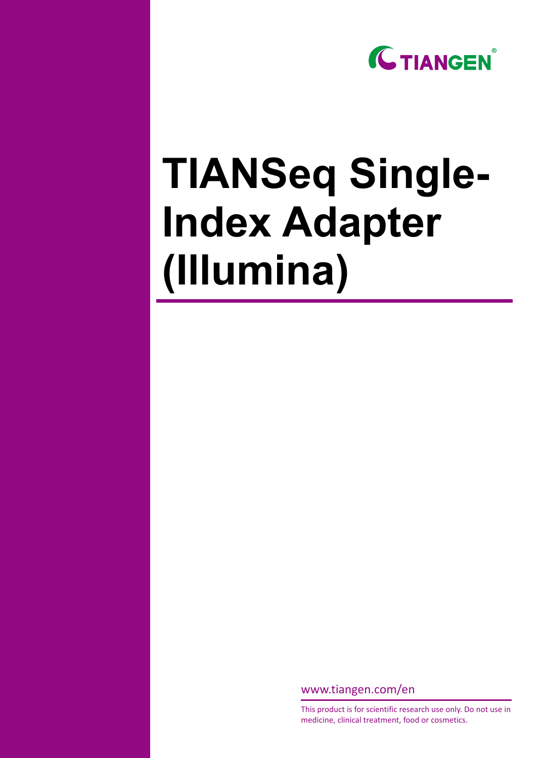TIANGEN®

# TIANSeq Single-Index Adapter (Illumina)

www.tiangen.com/en

This product is for scientific research use only. Do not use in medicine, clinical treatment, food or cosmetics.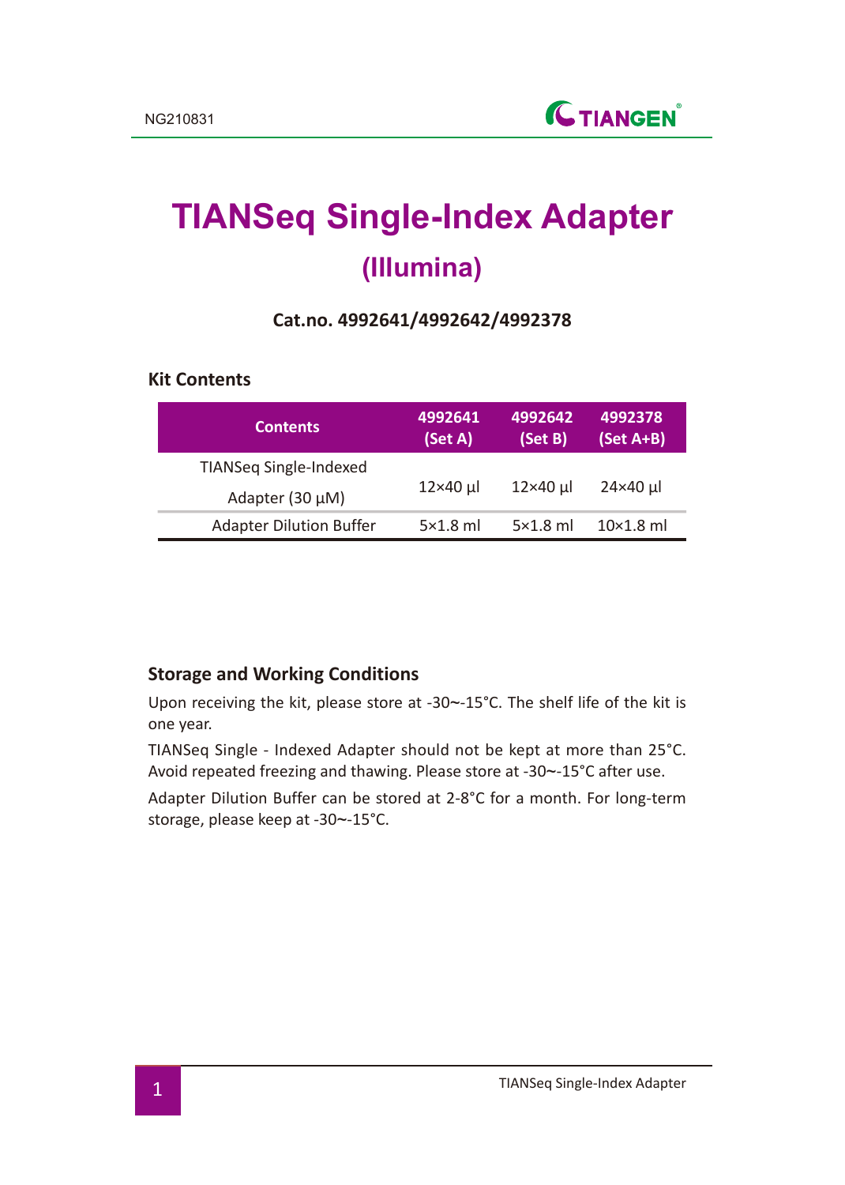# TIANSeq Single-Index Adapter

## (Illumina)

**Cat.no. 4992641/4992642/4992378**

### Kit Contents

| Contents | 4992641 (Set A) | 4992642 (Set B) | 4992378 (Set A+B) |
|---|---|---|---|
| TIANSeq Single-Indexed Adapter (30 μM) | 12×40 μl | 12×40 μl | 24×40 μl |
| Adapter Dilution Buffer | 5×1.8 ml | 5×1.8 ml | 10×1.8 ml |

### Storage and Working Conditions

Upon receiving the kit, please store at -30~-15°C. The shelf life of the kit is one year.

TIANSeq Single - Indexed Adapter should not be kept at more than 25°C. Avoid repeated freezing and thawing. Please store at -30~-15°C after use.

Adapter Dilution Buffer can be stored at 2-8°C for a month. For long-term storage, please keep at -30~-15°C.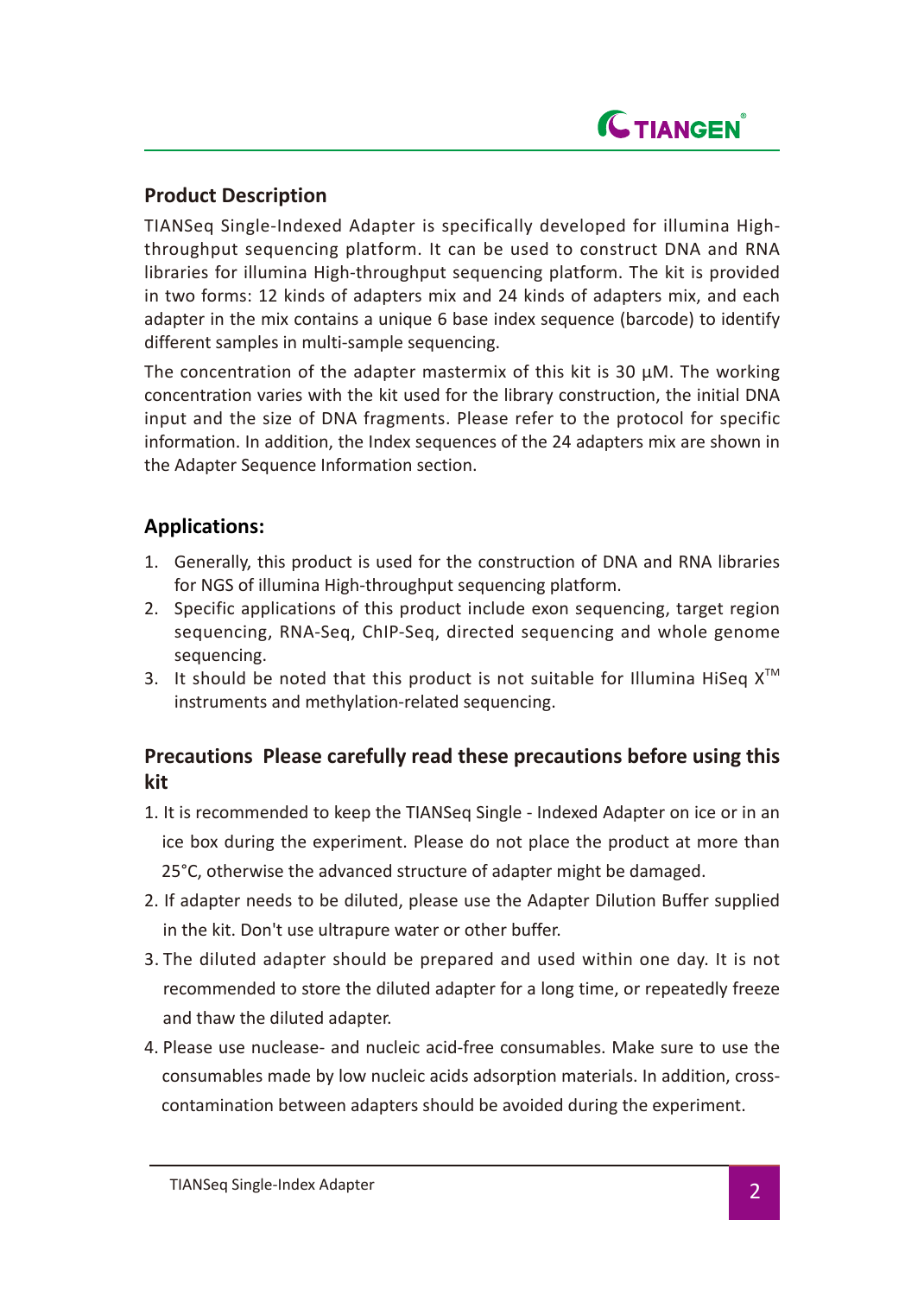## Product Description

TIANSeq Single-Indexed Adapter is specifically developed for illumina High-throughput sequencing platform. It can be used to construct DNA and RNA libraries for illumina High-throughput sequencing platform. The kit is provided in two forms: 12 kinds of adapters mix and 24 kinds of adapters mix, and each adapter in the mix contains a unique 6 base index sequence (barcode) to identify different samples in multi-sample sequencing.

The concentration of the adapter mastermix of this kit is 30 μM. The working concentration varies with the kit used for the library construction, the initial DNA input and the size of DNA fragments. Please refer to the protocol for specific information. In addition, the Index sequences of the 24 adapters mix are shown in the Adapter Sequence Information section.

## Applications:

1. Generally, this product is used for the construction of DNA and RNA libraries for NGS of illumina High-throughput sequencing platform.
2. Specific applications of this product include exon sequencing, target region sequencing, RNA-Seq, ChIP-Seq, directed sequencing and whole genome sequencing.
3. It should be noted that this product is not suitable for Illumina HiSeq X™ instruments and methylation-related sequencing.

## Precautions Please carefully read these precautions before using this kit

1. It is recommended to keep the TIANSeq Single - Indexed Adapter on ice or in an ice box during the experiment. Please do not place the product at more than 25°C, otherwise the advanced structure of adapter might be damaged.
2. If adapter needs to be diluted, please use the Adapter Dilution Buffer supplied in the kit. Don't use ultrapure water or other buffer.
3. The diluted adapter should be prepared and used within one day. It is not recommended to store the diluted adapter for a long time, or repeatedly freeze and thaw the diluted adapter.
4. Please use nuclease- and nucleic acid-free consumables. Make sure to use the consumables made by low nucleic acids adsorption materials. In addition, cross-contamination between adapters should be avoided during the experiment.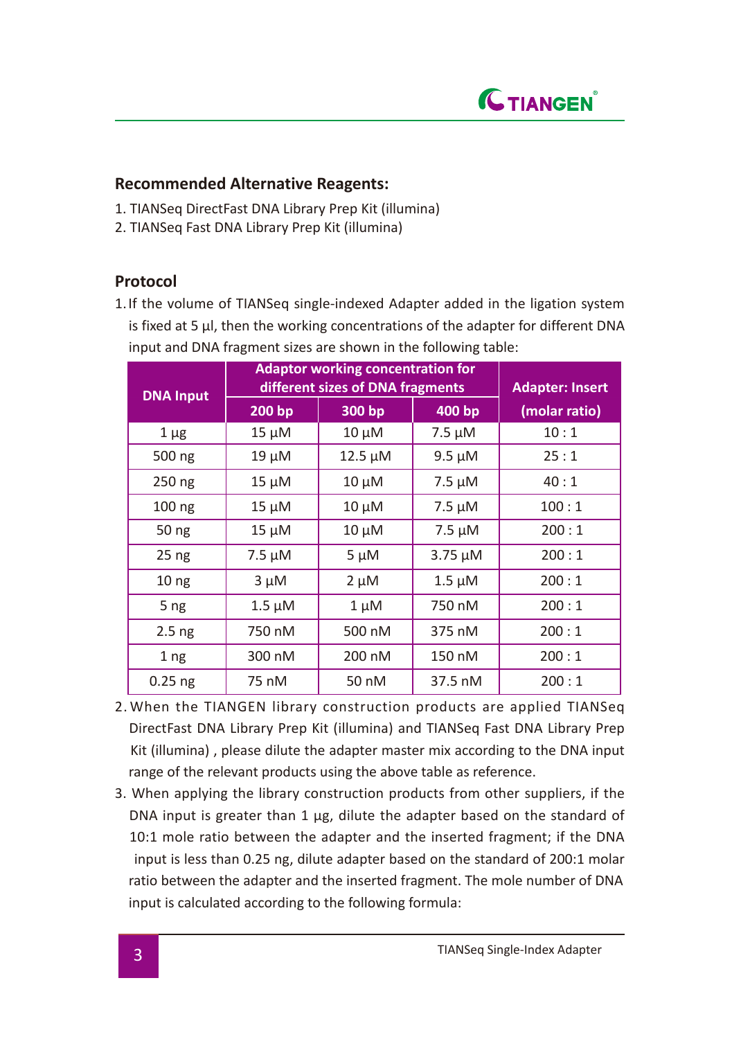## Recommended Alternative Reagents:

1. TIANSeq DirectFast DNA Library Prep Kit (illumina)
2. TIANSeq Fast DNA Library Prep Kit (illumina)

## Protocol

1. If the volume of TIANSeq single-indexed Adapter added in the ligation system is fixed at 5 µl, then the working concentrations of the adapter for different DNA input and DNA fragment sizes are shown in the following table:

| DNA Input | Adaptor working concentration for different sizes of DNA fragments | | | Adapter: Insert (molar ratio) |
|---|---|---|---|---|
| | 200 bp | 300 bp | 400 bp | |
| 1 µg | 15 µM | 10 µM | 7.5 µM | 10 : 1 |
| 500 ng | 19 µM | 12.5 µM | 9.5 µM | 25 : 1 |
| 250 ng | 15 µM | 10 µM | 7.5 µM | 40 : 1 |
| 100 ng | 15 µM | 10 µM | 7.5 µM | 100 : 1 |
| 50 ng | 15 µM | 10 µM | 7.5 µM | 200 : 1 |
| 25 ng | 7.5 µM | 5 µM | 3.75 µM | 200 : 1 |
| 10 ng | 3 µM | 2 µM | 1.5 µM | 200 : 1 |
| 5 ng | 1.5 µM | 1 µM | 750 nM | 200 : 1 |
| 2.5 ng | 750 nM | 500 nM | 375 nM | 200 : 1 |
| 1 ng | 300 nM | 200 nM | 150 nM | 200 : 1 |
| 0.25 ng | 75 nM | 50 nM | 37.5 nM | 200 : 1 |

2. When the TIANGEN library construction products are applied TIANSeq DirectFast DNA Library Prep Kit (illumina) and TIANSeq Fast DNA Library Prep Kit (illumina) , please dilute the adapter master mix according to the DNA input range of the relevant products using the above table as reference.
3. When applying the library construction products from other suppliers, if the DNA input is greater than 1 µg, dilute the adapter based on the standard of 10:1 mole ratio between the adapter and the inserted fragment; if the DNA input is less than 0.25 ng, dilute adapter based on the standard of 200:1 molar ratio between the adapter and the inserted fragment. The mole number of DNA input is calculated according to the following formula: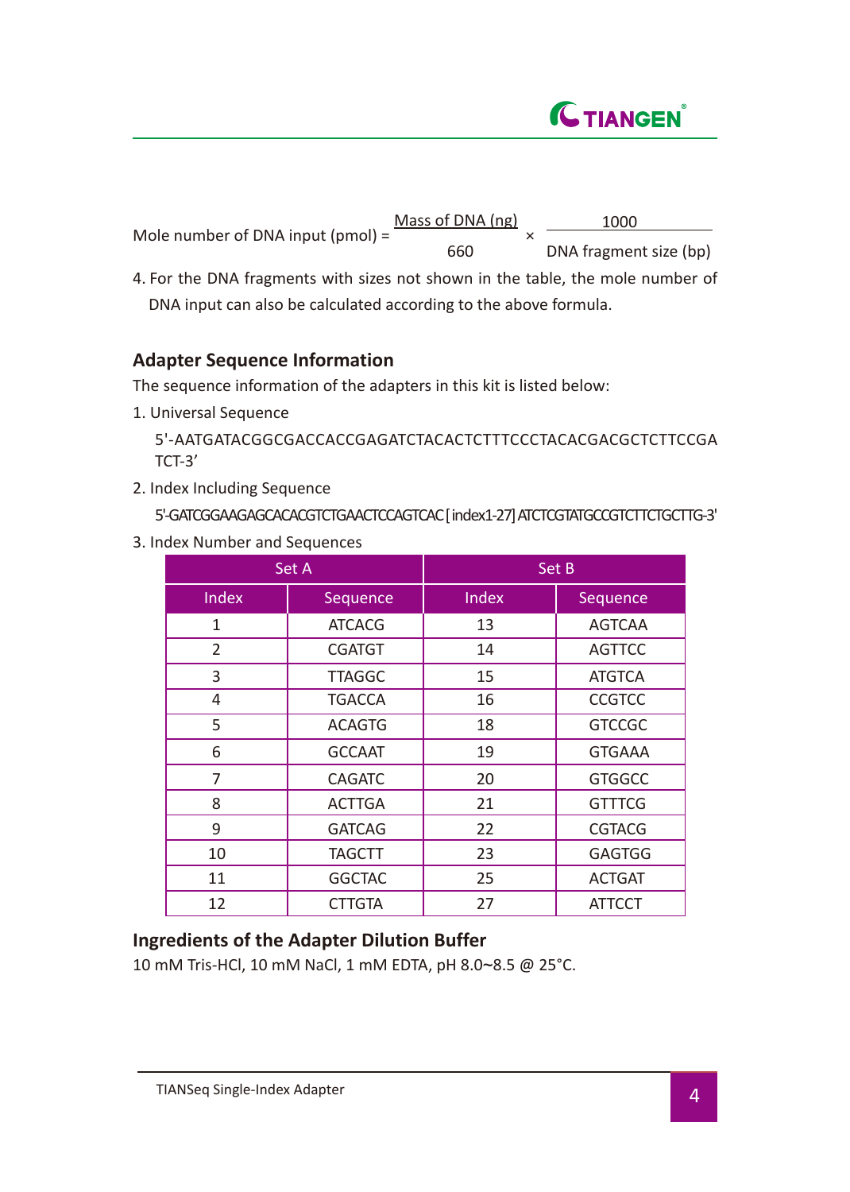$$\text{Mole number of DNA input (pmol)} = \frac{\text{Mass of DNA (ng)}}{660} \times \frac{1000}{\text{DNA fragment size (bp)}}$$

4. For the DNA fragments with sizes not shown in the table, the mole number of DNA input can also be calculated according to the above formula.

## Adapter Sequence Information

The sequence information of the adapters in this kit is listed below:

1. Universal Sequence

   5'-AATGATACGGCGACCACCGAGATCTACACTCTTTCCCTACACGACGCTCTTCCGATCT-3’

2. Index Including Sequence

   5'-GATCGGAAGAGCACACGTCTGAACTCCAGTCAC [index1-27] ATCTCGTATGCCGTCTTCTGCTTG-3'

3. Index Number and Sequences

| Set A | | Set B | |
|---|---|---|---|
| Index | Sequence | Index | Sequence |
| 1 | ATCACG | 13 | AGTCAA |
| 2 | CGATGT | 14 | AGTTCC |
| 3 | TTAGGC | 15 | ATGTCA |
| 4 | TGACCA | 16 | CCGTCC |
| 5 | ACAGTG | 18 | GTCCGC |
| 6 | GCCAAT | 19 | GTGAAA |
| 7 | CAGATC | 20 | GTGGCC |
| 8 | ACTTGA | 21 | GTTTCG |
| 9 | GATCAG | 22 | CGTACG |
| 10 | TAGCTT | 23 | GAGTGG |
| 11 | GGCTAC | 25 | ACTGAT |
| 12 | CTTGTA | 27 | ATTCCT |

## Ingredients of the Adapter Dilution Buffer

10 mM Tris-HCl, 10 mM NaCl, 1 mM EDTA, pH 8.0~8.5 @ 25°C.